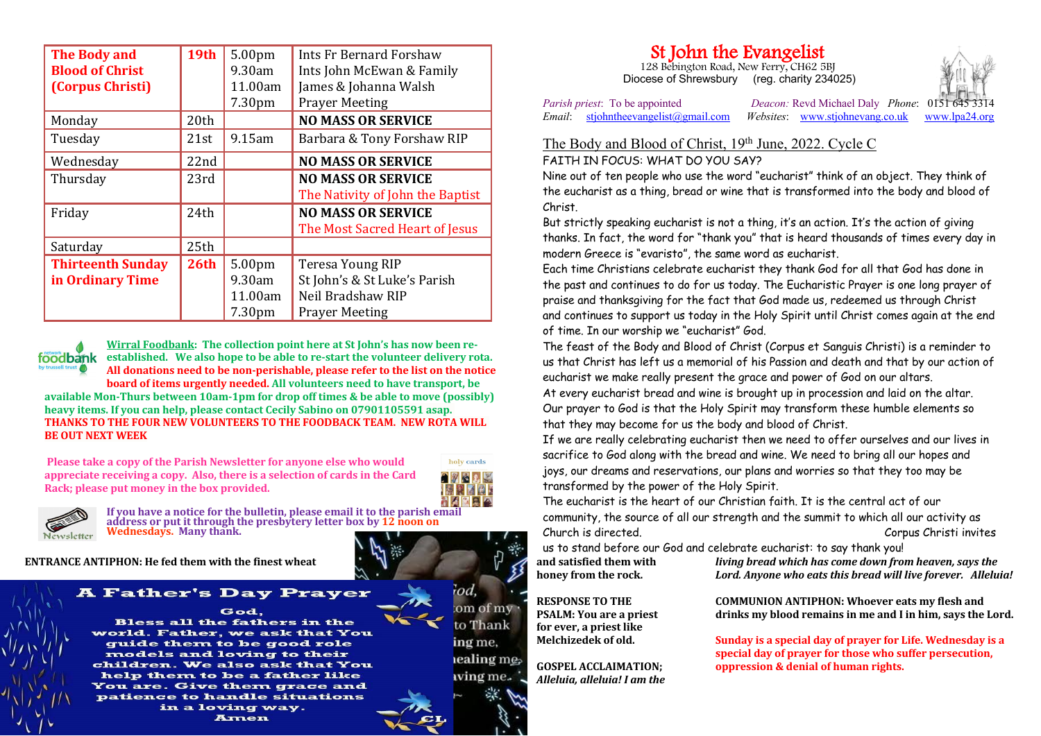| The Body and Blood of Christ (Corpus Christi) | 19th | 5.00pm<br>9.30am<br>11.00am<br>7.30pm | Ints Fr Bernard Forshaw<br>Ints John McEwan & Family<br>James & Johanna Walsh<br>Prayer Meeting |
|---|---|---|---|
| Monday | 20th | | **NO MASS OR SERVICE** |
| Tuesday | 21st | 9.15am | Barbara & Tony Forshaw RIP |
| Wednesday | 22nd | | **NO MASS OR SERVICE** |
| Thursday | 23rd | | **NO MASS OR SERVICE**<br>The Nativity of John the Baptist |
| Friday | 24th | | **NO MASS OR SERVICE**<br>The Most Sacred Heart of Jesus |
| Saturday | 25th | | |
| **Thirteenth Sunday in Ordinary Time** | **26th** | 5.00pm<br>9.30am<br>11.00am<br>7.30pm | Teresa Young RIP<br>St John's & St Luke's Parish<br>Neil Bradshaw RIP<br>Prayer Meeting |

**Wirral Foodbank: The collection point here at St John's has now been re-established. We also hope to be able to re-start the volunteer delivery rota. All donations need to be non-perishable, please refer to the list on the notice board of items urgently needed. All volunteers need to have transport, be available Mon-Thurs between 10am-1pm for drop off times & be able to move (possibly) heavy items. If you can help, please contact Cecily Sabino on 07901105591 asap. THANKS TO THE FOUR NEW VOLUNTEERS TO THE FOODBACK TEAM. NEW ROTA WILL BE OUT NEXT WEEK**

**Please take a copy of the Parish Newsletter for anyone else who would appreciate receiving a copy. Also, there is a selection of cards in the Card Rack; please put money in the box provided.**

**If you have a notice for the bulletin, please email it to the parish email address or put it through the presbytery letter box by 12 noon on Wednesdays. Many thank.**

**ENTRANCE ANTIPHON: He fed them with the finest wheat and satisfied them with honey from the rock.**

## A Father's Day Prayer

God,
Bless all the fathers in the world. Father, we ask that You guide them to be good role models and loving to their children. We also ask that You help them to be a father like You are. Give them grace and patience to handle situations in a loving way.
Amen

**RESPONSE TO THE PSALM: You are a priest for ever, a priest like Melchizedek of old.**

**GOSPEL ACCLAIMATION;** ***Alleluia, alleluia! I am the living bread which has come down from heaven, says the Lord. Anyone who eats this bread will live forever. Alleluia!***

**COMMUNION ANTIPHON: Whoever eats my flesh and drinks my blood remains in me and I in him, says the Lord.**

**Sunday is a special day of prayer for Life. Wednesday is a special day of prayer for those who suffer persecution, oppression & denial of human rights.**

# St John the Evangelist

128 Bebington Road, New Ferry, CH62 5BJ
Diocese of Shrewsbury (reg. charity 234025)

*Parish priest*: To be appointed *Deacon:* Revd Michael Daly *Phone*: 0151 645 3314
*Email*: stjohntheevangelist@gmail.com *Websites*: www.stjohnevang.co.uk www.lpa24.org

## The Body and Blood of Christ, 19th June, 2022. Cycle C

FAITH IN FOCUS: WHAT DO YOU SAY?

Nine out of ten people who use the word "eucharist" think of an object. They think of the eucharist as a thing, bread or wine that is transformed into the body and blood of Christ.

But strictly speaking eucharist is not a thing, it's an action. It's the action of giving thanks. In fact, the word for "thank you" that is heard thousands of times every day in modern Greece is "evaristo", the same word as eucharist.

Each time Christians celebrate eucharist they thank God for all that God has done in the past and continues to do for us today. The Eucharistic Prayer is one long prayer of praise and thanksgiving for the fact that God made us, redeemed us through Christ and continues to support us today in the Holy Spirit until Christ comes again at the end of time. In our worship we "eucharist" God.

The feast of the Body and Blood of Christ (Corpus et Sanguis Christi) is a reminder to us that Christ has left us a memorial of his Passion and death and that by our action of eucharist we make really present the grace and power of God on our altars.

At every eucharist bread and wine is brought up in procession and laid on the altar. Our prayer to God is that the Holy Spirit may transform these humble elements so that they may become for us the body and blood of Christ.

If we are really celebrating eucharist then we need to offer ourselves and our lives in sacrifice to God along with the bread and wine. We need to bring all our hopes and joys, our dreams and reservations, our plans and worries so that they too may be transformed by the power of the Holy Spirit.

The eucharist is the heart of our Christian faith. It is the central act of our community, the source of all our strength and the summit to which all our activity as Church is directed. Corpus Christi invites us to stand before our God and celebrate eucharist: to say thank you!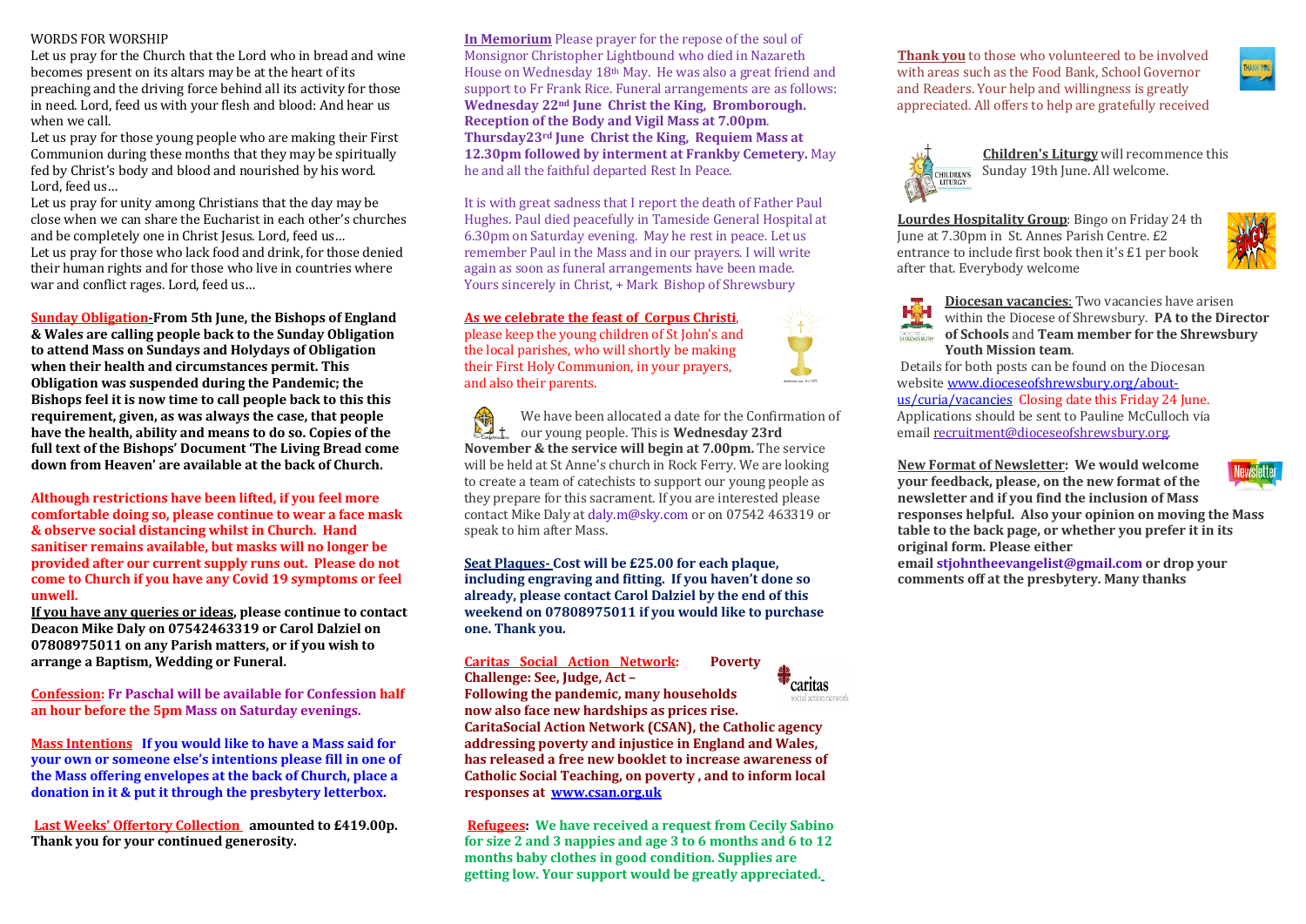WORDS FOR WORSHIP

Let us pray for the Church that the Lord who in bread and wine becomes present on its altars may be at the heart of its preaching and the driving force behind all its activity for those in need. Lord, feed us with your flesh and blood: And hear us when we call.

Let us pray for those young people who are making their First Communion during these months that they may be spiritually fed by Christ's body and blood and nourished by his word. Lord, feed us…

Let us pray for unity among Christians that the day may be close when we can share the Eucharist in each other's churches and be completely one in Christ Jesus. Lord, feed us…

Let us pray for those who lack food and drink, for those denied their human rights and for those who live in countries where war and conflict rages. Lord, feed us…

**Sunday Obligation-From 5th June, the Bishops of England & Wales are calling people back to the Sunday Obligation to attend Mass on Sundays and Holydays of Obligation when their health and circumstances permit. This Obligation was suspended during the Pandemic; the Bishops feel it is now time to call people back to this this requirement, given, as was always the case, that people have the health, ability and means to do so. Copies of the full text of the Bishops' Document 'The Living Bread come down from Heaven' are available at the back of Church.**

**Although restrictions have been lifted, if you feel more comfortable doing so, please continue to wear a face mask & observe social distancing whilst in Church. Hand sanitiser remains available, but masks will no longer be provided after our current supply runs out. Please do not come to Church if you have any Covid 19 symptoms or feel unwell.**

**If you have any queries or ideas, please continue to contact Deacon Mike Daly on 07542463319 or Carol Dalziel on 07808975011 on any Parish matters, or if you wish to arrange a Baptism, Wedding or Funeral.**

**Confession: Fr Paschal will be available for Confession half an hour before the 5pm Mass on Saturday evenings.**

**Mass Intentions If you would like to have a Mass said for your own or someone else's intentions please fill in one of the Mass offering envelopes at the back of Church, place a donation in it & put it through the presbytery letterbox.**

**Last Weeks' Offertory Collection amounted to £419.00p. Thank you for your continued generosity.**

**In Memorium** Please prayer for the repose of the soul of Monsignor Christopher Lightbound who died in Nazareth House on Wednesday 18th May. He was also a great friend and support to Fr Frank Rice. Funeral arrangements are as follows: **Wednesday 22nd June Christ the King, Bromborough. Reception of the Body and Vigil Mass at 7.00pm**. **Thursday23rd June Christ the King, Requiem Mass at 12.30pm followed by interment at Frankby Cemetery.** May he and all the faithful departed Rest In Peace.

It is with great sadness that I report the death of Father Paul Hughes. Paul died peacefully in Tameside General Hospital at 6.30pm on Saturday evening. May he rest in peace. Let us remember Paul in the Mass and in our prayers. I will write again as soon as funeral arrangements have been made. Yours sincerely in Christ, + Mark Bishop of Shrewsbury

**As we celebrate the feast of Corpus Christi**, please keep the young children of St John's and the local parishes, who will shortly be making their First Holy Communion, in your prayers, and also their parents.

We have been allocated a date for the Confirmation of our young people. This is **Wednesday 23rd November & the service will begin at 7.00pm.** The service will be held at St Anne's church in Rock Ferry. We are looking to create a team of catechists to support our young people as they prepare for this sacrament. If you are interested please contact Mike Daly at daly.m@sky.com or on 07542 463319 or speak to him after Mass.

**Seat Plaques- Cost will be £25.00 for each plaque, including engraving and fitting. If you haven't done so already, please contact Carol Dalziel by the end of this weekend on 07808975011 if you would like to purchase one. Thank you.**

**Caritas Social Action Network: Poverty Challenge: See, Judge, Act – Following the pandemic, many households now also face new hardships as prices rise. CaritaSocial Action Network (CSAN), the Catholic agency addressing poverty and injustice in England and Wales, has released a free new booklet to increase awareness of Catholic Social Teaching, on poverty , and to inform local responses at www.csan.org.uk**

**Refugees: We have received a request from Cecily Sabino for size 2 and 3 nappies and age 3 to 6 months and 6 to 12 months baby clothes in good condition. Supplies are getting low. Your support would be greatly appreciated.**

**Thank you** to those who volunteered to be involved with areas such as the Food Bank, School Governor and Readers. Your help and willingness is greatly appreciated. All offers to help are gratefully received

**Children's Liturgy** will recommence this Sunday 19th June. All welcome.

**Lourdes Hospitality Group**: Bingo on Friday 24 th June at 7.30pm in St. Annes Parish Centre. £2 entrance to include first book then it's £1 per book after that. Everybody welcome

**Diocesan vacancies**: Two vacancies have arisen within the Diocese of Shrewsbury. **PA to the Director of Schools** and **Team member for the Shrewsbury Youth Mission team**.

Details for both posts can be found on the Diocesan website www.dioceseofshrewsbury.org/about-us/curia/vacancies Closing date this Friday 24 June. Applications should be sent to Pauline McCulloch via email recruitment@dioceseofshrewsbury.org.

**New Format of Newsletter: We would welcome your feedback, please, on the new format of the newsletter and if you find the inclusion of Mass responses helpful. Also your opinion on moving the Mass table to the back page, or whether you prefer it in its original form. Please either email stjohntheevangelist@gmail.com or drop your comments off at the presbytery. Many thanks**